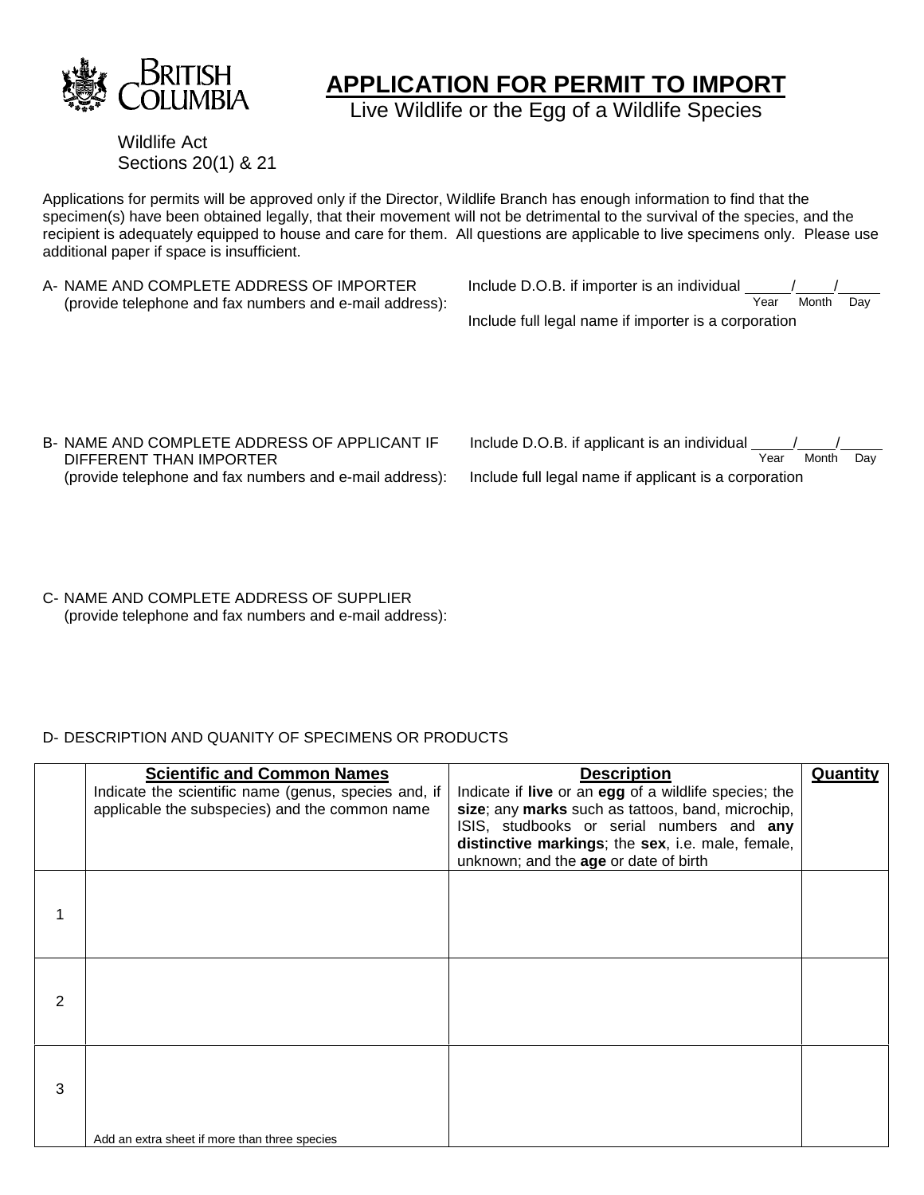BRITISH COLUMBIA

# APPLICATION FOR PERMIT TO IMPORT

Live Wildlife or the Egg of a Wildlife Species

Wildlife Act
Sections 20(1) & 21

Applications for permits will be approved only if the Director, Wildlife Branch has enough information to find that the specimen(s) have been obtained legally, that their movement will not be detrimental to the survival of the species, and the recipient is adequately equipped to house and care for them. All questions are applicable to live specimens only. Please use additional paper if space is insufficient.

A- NAME AND COMPLETE ADDRESS OF IMPORTER (provide telephone and fax numbers and e-mail address):

Include D.O.B. if importer is an individual _____/_____/_____
Year Month Day

Include full legal name if importer is a corporation

B- NAME AND COMPLETE ADDRESS OF APPLICANT IF DIFFERENT THAN IMPORTER (provide telephone and fax numbers and e-mail address):

Include D.O.B. if applicant is an individual _____/_____/_____
Year Month Day

Include full legal name if applicant is a corporation

C- NAME AND COMPLETE ADDRESS OF SUPPLIER (provide telephone and fax numbers and e-mail address):

D- DESCRIPTION AND QUANITY OF SPECIMENS OR PRODUCTS

| | **Scientific and Common Names**<br>Indicate the scientific name (genus, species and, if applicable the subspecies) and the common name | **Description**<br>Indicate if **live** or an **egg** of a wildlife species; the **size**; any **marks** such as tattoos, band, microchip, ISIS, studbooks or serial numbers and **any distinctive markings**; the **sex**, i.e. male, female, unknown; and the **age** or date of birth | **Quantity** |
|---|---|---|---|
| 1 | | | |
| 2 | | | |
| 3 | Add an extra sheet if more than three species | | |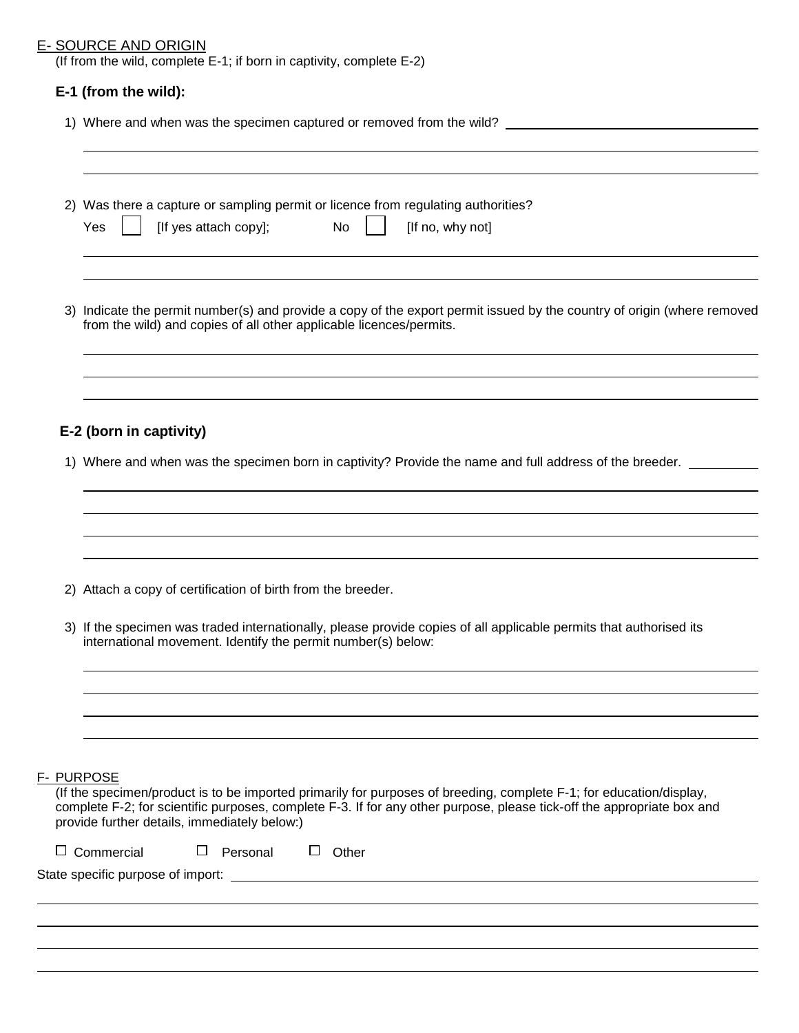## E- SOURCE AND ORIGIN

(If from the wild, complete E-1; if born in captivity, complete E-2)

### E-1 (from the wild):

1) Where and when was the specimen captured or removed from the wild? \_\_\_\_\_\_\_\_\_\_\_\_\_\_\_\_\_\_\_\_\_\_\_\_\_\_\_\_\_\_

2) Was there a capture or sampling permit or licence from regulating authorities?

   Yes ☐ [If yes attach copy]; No ☐ [If no, why not]

3) Indicate the permit number(s) and provide a copy of the export permit issued by the country of origin (where removed from the wild) and copies of all other applicable licences/permits.

### E-2 (born in captivity)

1) Where and when was the specimen born in captivity? Provide the name and full address of the breeder. \_\_\_\_\_\_\_\_\_\_

2) Attach a copy of certification of birth from the breeder.

3) If the specimen was traded internationally, please provide copies of all applicable permits that authorised its international movement. Identify the permit number(s) below:

## F- PURPOSE

(If the specimen/product is to be imported primarily for purposes of breeding, complete F-1; for education/display, complete F-2; for scientific purposes, complete F-3. If for any other purpose, please tick-off the appropriate box and provide further details, immediately below:)

☐ Commercial ☐ Personal ☐ Other

State specific purpose of import: \_\_\_\_\_\_\_\_\_\_\_\_\_\_\_\_\_\_\_\_\_\_\_\_\_\_\_\_\_\_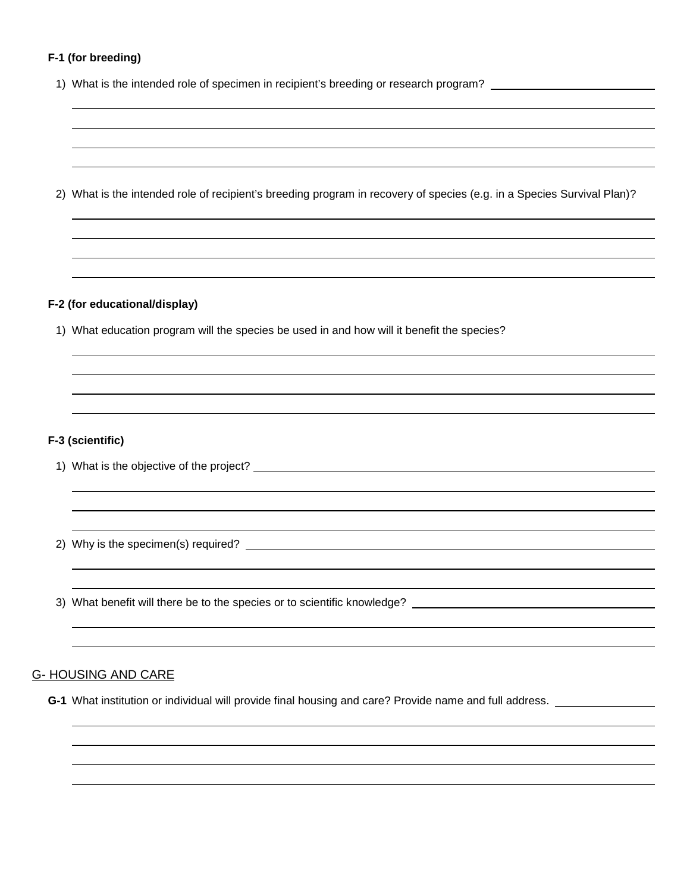**F-1 (for breeding)**

1) What is the intended role of specimen in recipient's breeding or research program?

2) What is the intended role of recipient's breeding program in recovery of species (e.g. in a Species Survival Plan)?

**F-2 (for educational/display)**

1) What education program will the species be used in and how will it benefit the species?

**F-3 (scientific)**

1) What is the objective of the project?

2) Why is the specimen(s) required?

3) What benefit will there be to the species or to scientific knowledge?

## G- HOUSING AND CARE

**G-1** What institution or individual will provide final housing and care? Provide name and full address.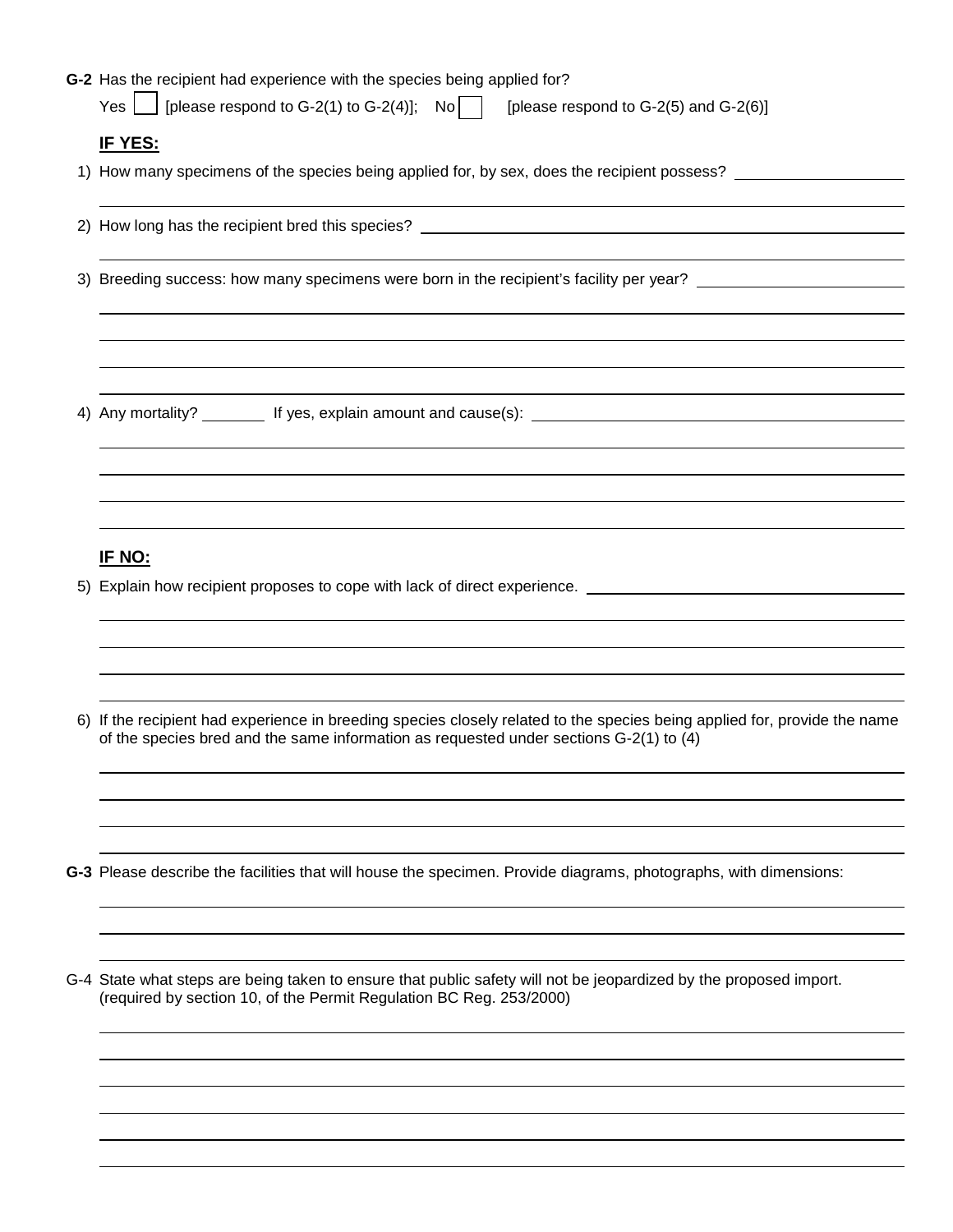**G-2** Has the recipient had experience with the species being applied for?

Yes ☐ [please respond to G-2(1) to G-2(4)]; No ☐ [please respond to G-2(5) and G-2(6)]

**IF YES:**

1) How many specimens of the species being applied for, by sex, does the recipient possess? \_\_\_\_\_\_\_\_\_\_\_\_\_\_\_\_\_\_\_\_

2) How long has the recipient bred this species? \_\_\_\_\_\_\_\_\_\_\_\_\_\_\_\_\_\_\_\_

3) Breeding success: how many specimens were born in the recipient's facility per year? \_\_\_\_\_\_\_\_\_\_\_\_\_\_\_\_\_\_\_\_

4) Any mortality? \_\_\_\_\_\_\_\_ If yes, explain amount and cause(s): \_\_\_\_\_\_\_\_\_\_\_\_\_\_\_\_\_\_\_\_

**IF NO:**

5) Explain how recipient proposes to cope with lack of direct experience. \_\_\_\_\_\_\_\_\_\_\_\_\_\_\_\_\_\_\_\_

6) If the recipient had experience in breeding species closely related to the species being applied for, provide the name of the species bred and the same information as requested under sections G-2(1) to (4)

**G-3** Please describe the facilities that will house the specimen. Provide diagrams, photographs, with dimensions:

G-4 State what steps are being taken to ensure that public safety will not be jeopardized by the proposed import. (required by section 10, of the Permit Regulation BC Reg. 253/2000)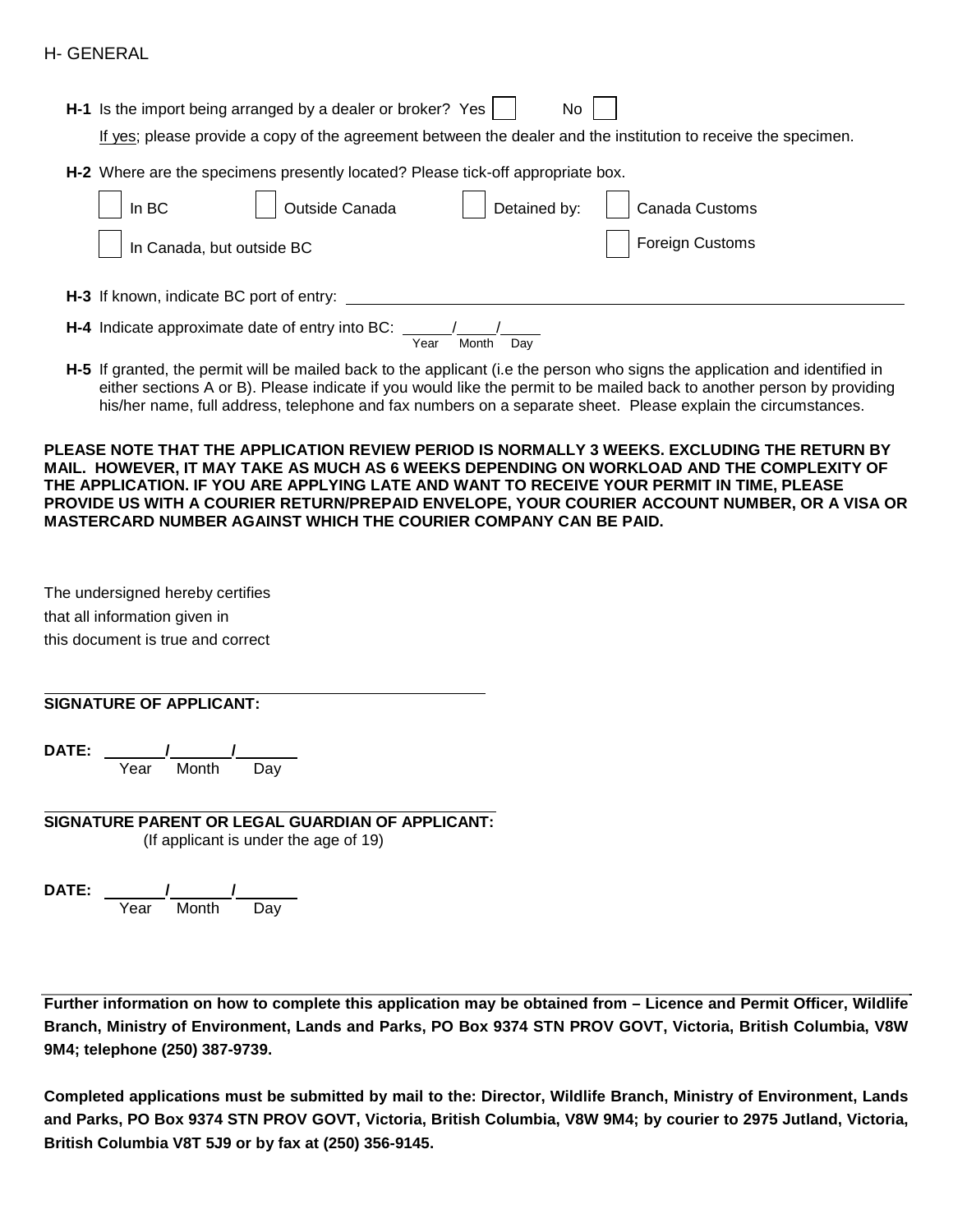## H- GENERAL

**H-1** Is the import being arranged by a dealer or broker? Yes ☐ No ☐

If yes; please provide a copy of the agreement between the dealer and the institution to receive the specimen.

**H-2** Where are the specimens presently located? Please tick-off appropriate box.

☐ In BC ☐ Outside Canada ☐ Detained by: ☐ Canada Customs

☐ In Canada, but outside BC ☐ Foreign Customs

**H-3** If known, indicate BC port of entry: ____________________

**H-4** Indicate approximate date of entry into BC: ______/_____/_____
Year Month Day

**H-5** If granted, the permit will be mailed back to the applicant (i.e the person who signs the application and identified in either sections A or B). Please indicate if you would like the permit to be mailed back to another person by providing his/her name, full address, telephone and fax numbers on a separate sheet. Please explain the circumstances.

**PLEASE NOTE THAT THE APPLICATION REVIEW PERIOD IS NORMALLY 3 WEEKS. EXCLUDING THE RETURN BY MAIL. HOWEVER, IT MAY TAKE AS MUCH AS 6 WEEKS DEPENDING ON WORKLOAD AND THE COMPLEXITY OF THE APPLICATION. IF YOU ARE APPLYING LATE AND WANT TO RECEIVE YOUR PERMIT IN TIME, PLEASE PROVIDE US WITH A COURIER RETURN/PREPAID ENVELOPE, YOUR COURIER ACCOUNT NUMBER, OR A VISA OR MASTERCARD NUMBER AGAINST WHICH THE COURIER COMPANY CAN BE PAID.**

The undersigned hereby certifies
that all information given in
this document is true and correct

____________________________________

**SIGNATURE OF APPLICANT:**

**DATE:** _______/_______/_______
Year Month Day

____________________________________

**SIGNATURE PARENT OR LEGAL GUARDIAN OF APPLICANT:**
(If applicant is under the age of 19)

**DATE:** _______/_______/_______
Year Month Day

**Further information on how to complete this application may be obtained from – Licence and Permit Officer, Wildlife Branch, Ministry of Environment, Lands and Parks, PO Box 9374 STN PROV GOVT, Victoria, British Columbia, V8W 9M4; telephone (250) 387-9739.**

**Completed applications must be submitted by mail to the: Director, Wildlife Branch, Ministry of Environment, Lands and Parks, PO Box 9374 STN PROV GOVT, Victoria, British Columbia, V8W 9M4; by courier to 2975 Jutland, Victoria, British Columbia V8T 5J9 or by fax at (250) 356-9145.**